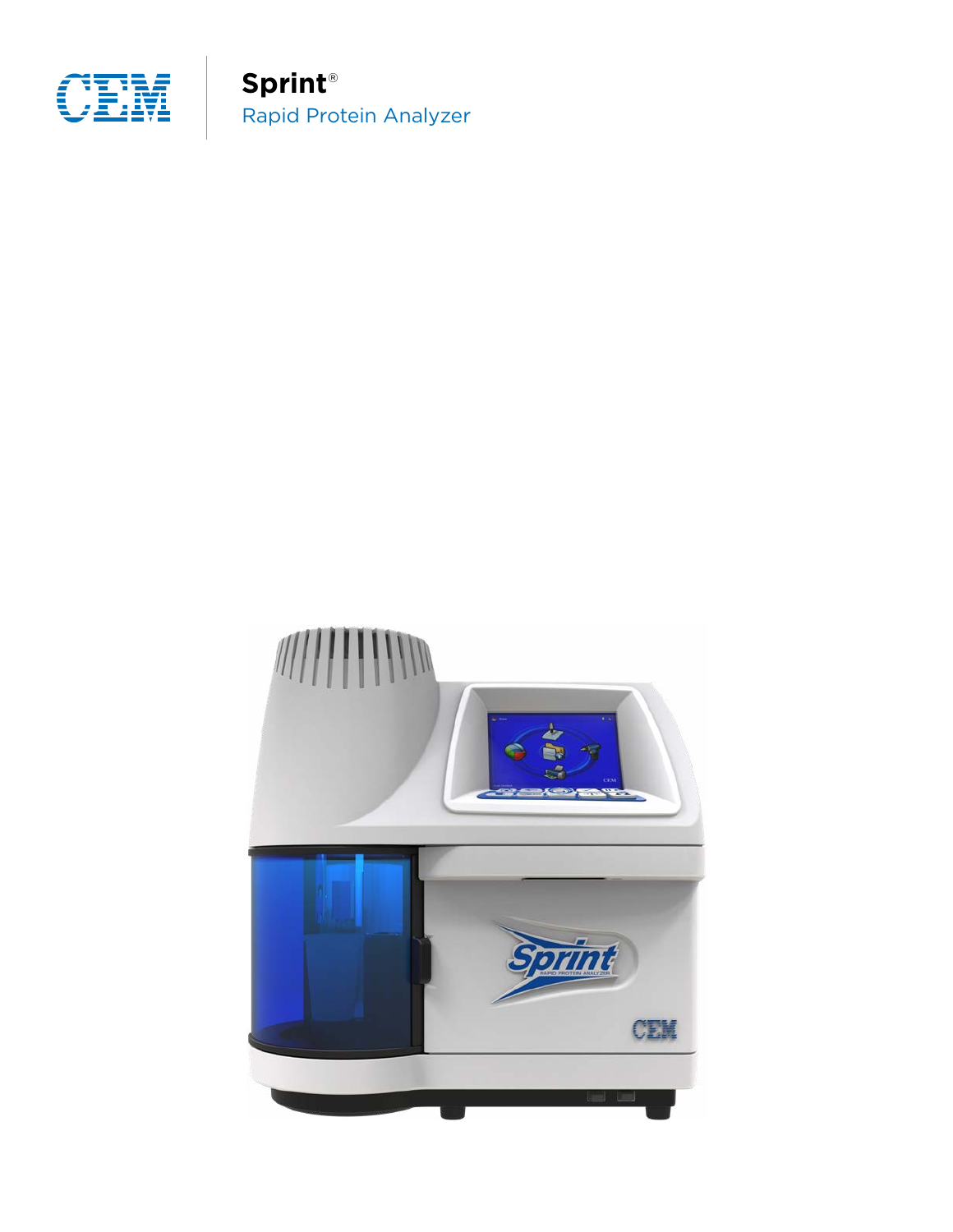CEM

# Sprint®

Rapid Protein Analyzer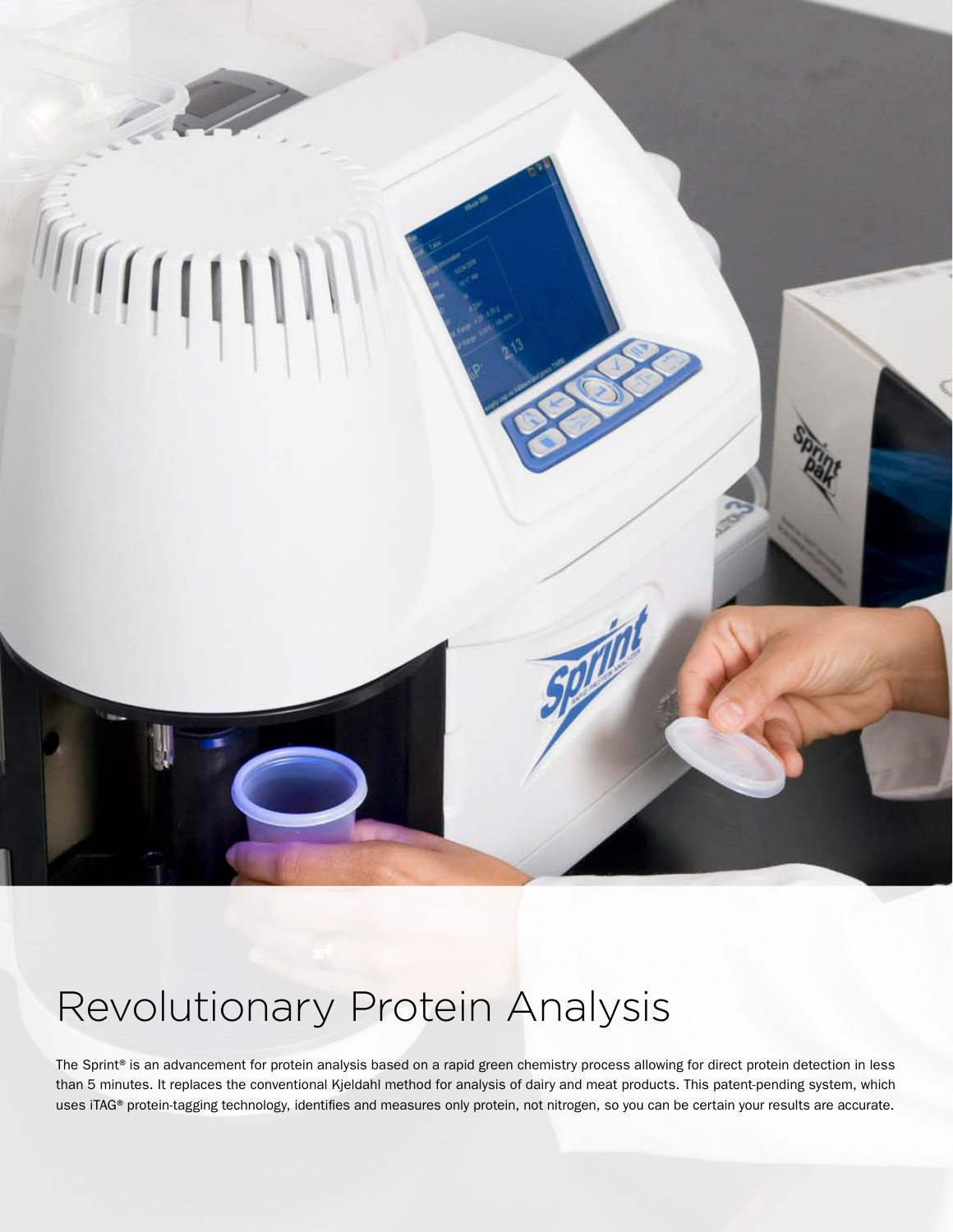# Revolutionary Protein Analysis

The Sprint® is an advancement for protein analysis based on a rapid green chemistry process allowing for direct protein detection in less than 5 minutes. It replaces the conventional Kjeldahl method for analysis of dairy and meat products. This patent-pending system, which uses iTAG® protein-tagging technology, identifies and measures only protein, not nitrogen, so you can be certain your results are accurate.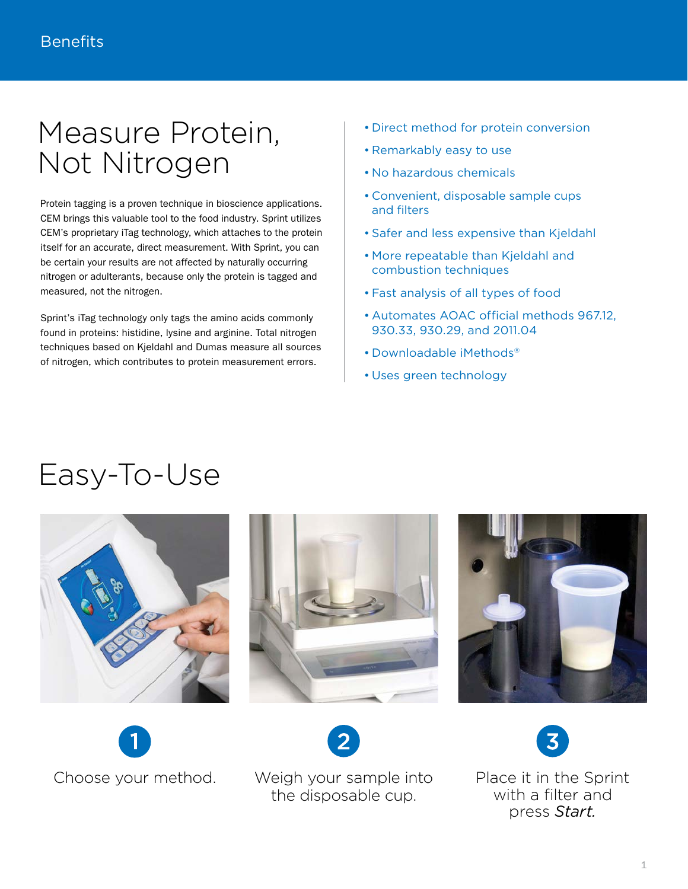Benefits

# Measure Protein, Not Nitrogen

Protein tagging is a proven technique in bioscience applications. CEM brings this valuable tool to the food industry. Sprint utilizes CEM's proprietary iTag technology, which attaches to the protein itself for an accurate, direct measurement. With Sprint, you can be certain your results are not affected by naturally occurring nitrogen or adulterants, because only the protein is tagged and measured, not the nitrogen.

Sprint's iTag technology only tags the amino acids commonly found in proteins: histidine, lysine and arginine. Total nitrogen techniques based on Kjeldahl and Dumas measure all sources of nitrogen, which contributes to protein measurement errors.

- Direct method for protein conversion
- Remarkably easy to use
- No hazardous chemicals
- Convenient, disposable sample cups and filters
- Safer and less expensive than Kjeldahl
- More repeatable than Kjeldahl and combustion techniques
- Fast analysis of all types of food
- Automates AOAC official methods 967.12, 930.33, 930.29, and 2011.04
- Downloadable iMethods®
- Uses green technology

# Easy-To-Use

1. Choose your method.
2. Weigh your sample into the disposable cup.
3. Place it in the Sprint with a filter and press *Start.*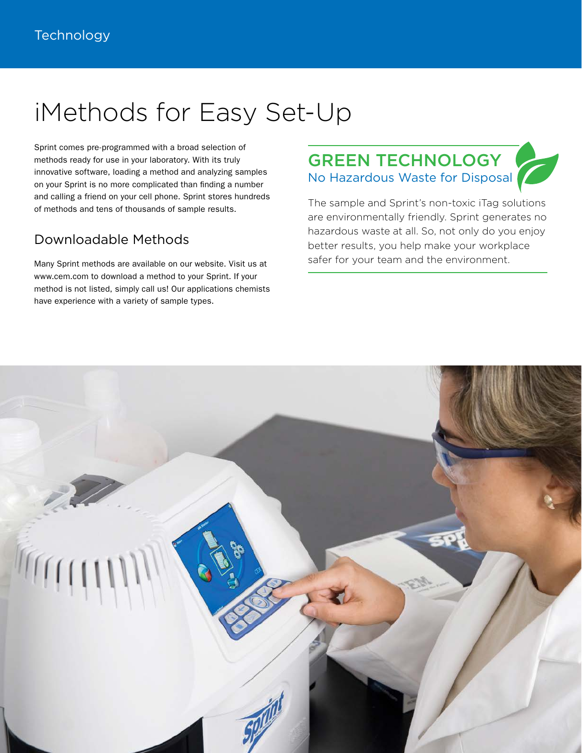# iMethods for Easy Set-Up

Sprint comes pre-programmed with a broad selection of methods ready for use in your laboratory. With its truly innovative software, loading a method and analyzing samples on your Sprint is no more complicated than finding a number and calling a friend on your cell phone. Sprint stores hundreds of methods and tens of thousands of sample results.

## Downloadable Methods

Many Sprint methods are available on our website. Visit us at www.cem.com to download a method to your Sprint. If your method is not listed, simply call us! Our applications chemists have experience with a variety of sample types.

## GREEN TECHNOLOGY

### No Hazardous Waste for Disposal

The sample and Sprint's non-toxic iTag solutions are environmentally friendly. Sprint generates no hazardous waste at all. So, not only do you enjoy better results, you help make your workplace safer for your team and the environment.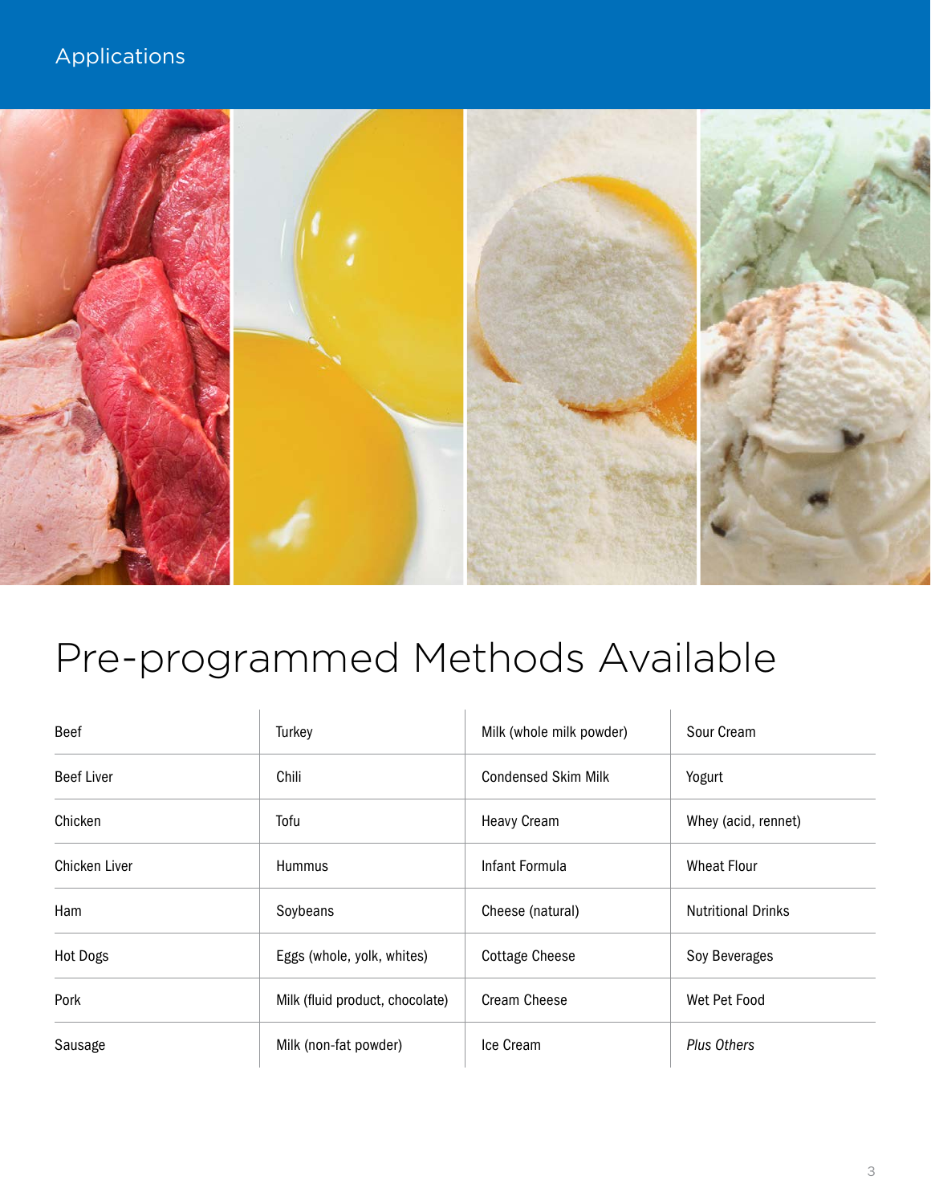Applications

# Pre-programmed Methods Available

| | | | |
|---|---|---|---|
| Beef | Turkey | Milk (whole milk powder) | Sour Cream |
| Beef Liver | Chili | Condensed Skim Milk | Yogurt |
| Chicken | Tofu | Heavy Cream | Whey (acid, rennet) |
| Chicken Liver | Hummus | Infant Formula | Wheat Flour |
| Ham | Soybeans | Cheese (natural) | Nutritional Drinks |
| Hot Dogs | Eggs (whole, yolk, whites) | Cottage Cheese | Soy Beverages |
| Pork | Milk (fluid product, chocolate) | Cream Cheese | Wet Pet Food |
| Sausage | Milk (non-fat powder) | Ice Cream | *Plus Others* |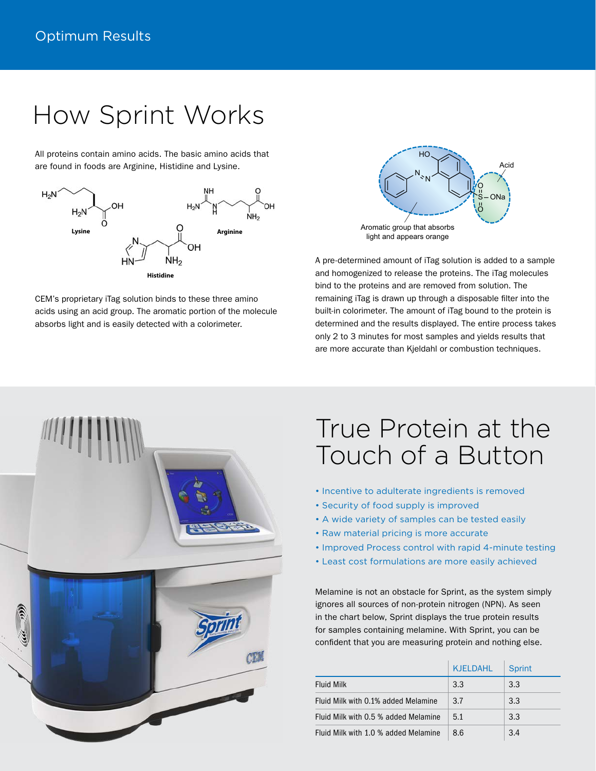# How Sprint Works

All proteins contain amino acids. The basic amino acids that are found in foods are Arginine, Histidine and Lysine.

Lysine

Arginine

Histidine

CEM's proprietary iTag solution binds to these three amino acids using an acid group. The aromatic portion of the molecule absorbs light and is easily detected with a colorimeter.

Acid

Aromatic group that absorbs light and appears orange

A pre-determined amount of iTag solution is added to a sample and homogenized to release the proteins. The iTag molecules bind to the proteins and are removed from solution. The remaining iTag is drawn up through a disposable filter into the built-in colorimeter. The amount of iTag bound to the protein is determined and the results displayed. The entire process takes only 2 to 3 minutes for most samples and yields results that are more accurate than Kjeldahl or combustion techniques.

# True Protein at the Touch of a Button

- Incentive to adulterate ingredients is removed
- Security of food supply is improved
- A wide variety of samples can be tested easily
- Raw material pricing is more accurate
- Improved Process control with rapid 4-minute testing
- Least cost formulations are more easily achieved

Melamine is not an obstacle for Sprint, as the system simply ignores all sources of non-protein nitrogen (NPN). As seen in the chart below, Sprint displays the true protein results for samples containing melamine. With Sprint, you can be confident that you are measuring protein and nothing else.

| | KJELDAHL | Sprint |
|---|---|---|
| Fluid Milk | 3.3 | 3.3 |
| Fluid Milk with 0.1% added Melamine | 3.7 | 3.3 |
| Fluid Milk with 0.5 % added Melamine | 5.1 | 3.3 |
| Fluid Milk with 1.0 % added Melamine | 8.6 | 3.4 |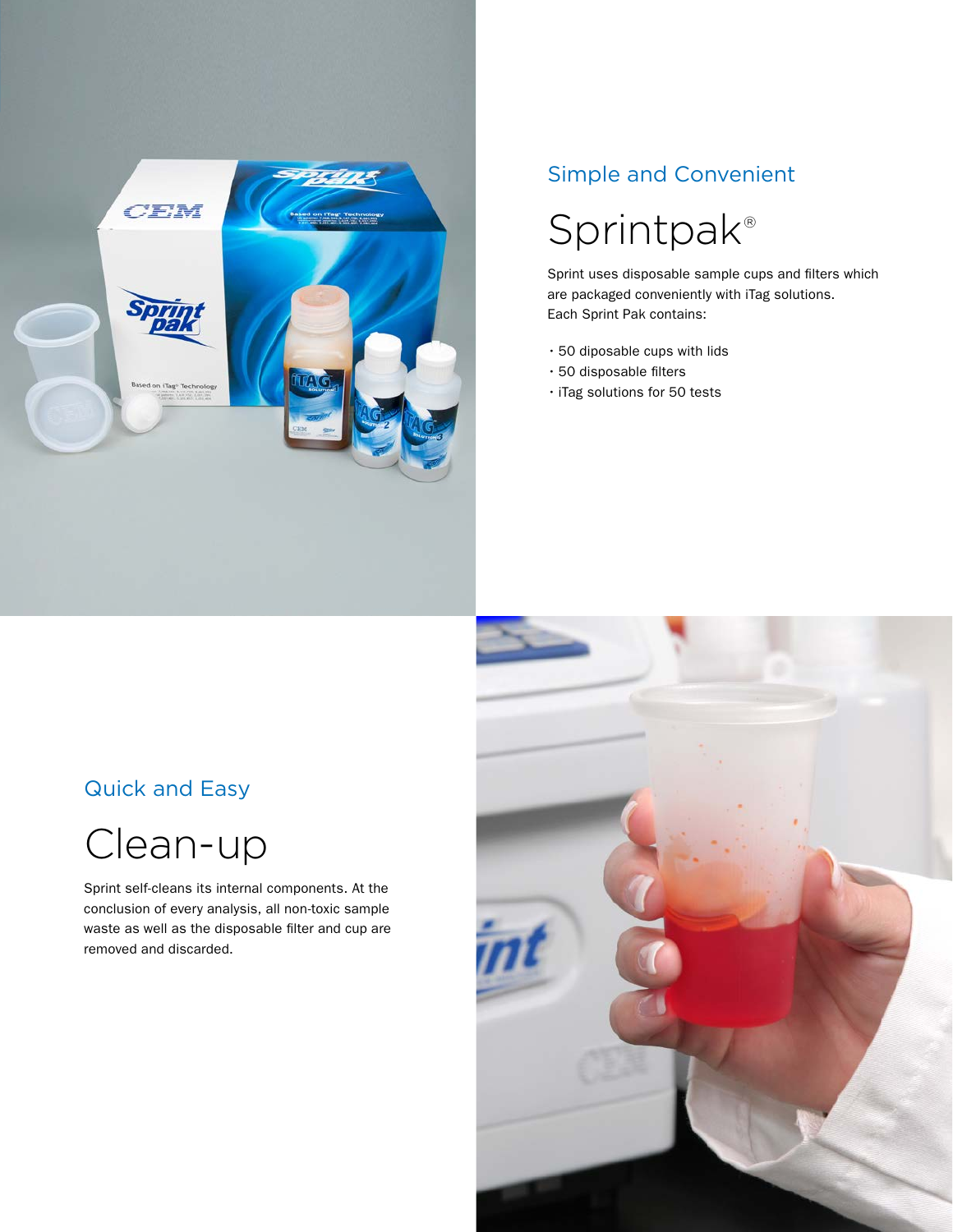### Simple and Convenient

# Sprintpak®

Sprint uses disposable sample cups and filters which are packaged conveniently with iTag solutions.
Each Sprint Pak contains:

- 50 diposable cups with lids
- 50 disposable filters
- iTag solutions for 50 tests

### Quick and Easy

# Clean-up

Sprint self-cleans its internal components. At the conclusion of every analysis, all non-toxic sample waste as well as the disposable filter and cup are removed and discarded.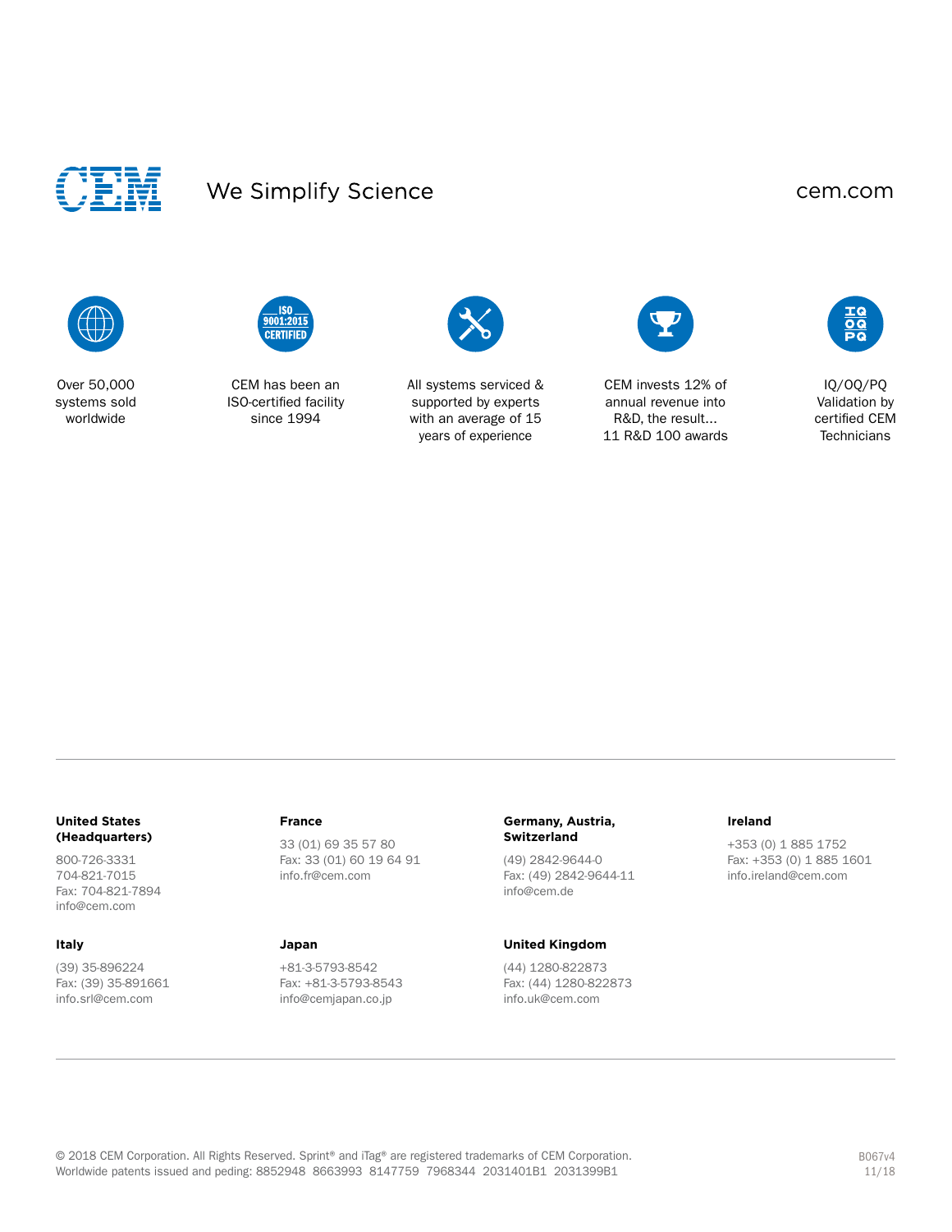CEM

We Simplify Science

cem.com

Over 50,000 systems sold worldwide

CEM has been an ISO-certified facility since 1994

All systems serviced & supported by experts with an average of 15 years of experience

CEM invests 12% of annual revenue into R&D, the result… 11 R&D 100 awards

IQ/OQ/PQ Validation by certified CEM Technicians

**United States (Headquarters)**

800-726-3331
704-821-7015
Fax: 704-821-7894
info@cem.com

**France**

33 (01) 69 35 57 80
Fax: 33 (01) 60 19 64 91
info.fr@cem.com

**Germany, Austria, Switzerland**

(49) 2842-9644-0
Fax: (49) 2842-9644-11
info@cem.de

**Ireland**

+353 (0) 1 885 1752
Fax: +353 (0) 1 885 1601
info.ireland@cem.com

**Italy**

(39) 35-896224
Fax: (39) 35-891661
info.srl@cem.com

**Japan**

+81-3-5793-8542
Fax: +81-3-5793-8543
info@cemjapan.co.jp

**United Kingdom**

(44) 1280-822873
Fax: (44) 1280-822873
info.uk@cem.com

© 2018 CEM Corporation. All Rights Reserved. Sprint® and iTag® are registered trademarks of CEM Corporation.
Worldwide patents issued and peding: 8852948 8663993 8147759 7968344 2031401B1 2031399B1

B067v4
11/18